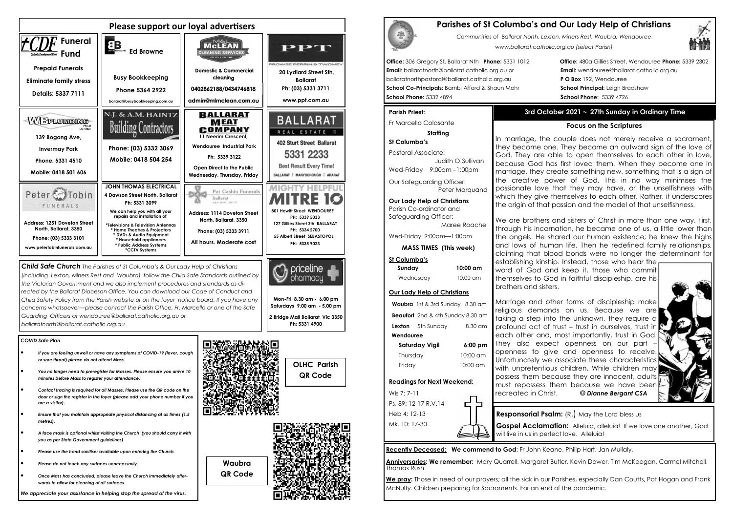# Please support our loyal advertisers

**CDF Funeral Fund** — Catholic Development Fund

Prepaid Funerals

Eliminate family stress

Details: 5337 7111

**Ed Browne**

Busy Bookkeeping

Phone 5364 2922

ballarat@busybookkeeping.com.au

**M&L McLEAN CLEANING SERVICES**

Domestic & Commercial cleaning

0402862188/0434746818

admin@mlmclean.com.au

**PPT** — PROWSE PERRIN & TWOMEY

20 Lydiard Street Sth, Ballarat

Ph: (03) 5331 3711

www.ppt.com.au

**WB PLUMBING** Pty Ltd

139 Bogong Ave,

Invermay Park

Phone: 5331 4510

Mobile: 0418 501 606

**N.J. & A.M. HAINTZ Building Contractors**

Phone: (03) 5332 3069

Mobile: 0418 504 254

**BALLARAT MEAT COMPANY**

11 Neerim Crescent,

Wendouree Industrial Park

Ph: 5339 3122

Open Direct to the Public Wednesday, Thursday, Friday

**BALLARAT REAL ESTATE**

402 Sturt Street Ballarat

5331 2233

Best Result Every Time!

BALLARAT | MARYBOROUGH | ARARAT

**Peter Tobin FUNERALS**

Address: 1251 Doveton Street North, Ballarat, 3350

Phone: (03) 5333 3101

www.petertobinfunerals.com.au

**JOHN THOMAS ELECTRICAL**

4 Dawson Street North, Ballarat

Ph: 5331 3099

We can help you with all your repairs and installation of:

- Televisions & Television Antennas
- Home Theatres & Projectors
- DVDs & Audio Equipment
- Household appliances
- Public Address Systems
- CCTV Systems

**Pat Cashin Funerals** Ballarat

Address: 1114 Doveton Street North, Ballarat, 3350

Phone: (03) 5333 3911

All hours. Moderate cost

**MIGHTY HELPFUL MITRE 10**

801 Howitt Street WENDOUREE PH: 5339 5033

127 Gillies Street Sth BALLARAT PH: 5334 2700

55 Albert Street SEBASTOPOL PH: 5335 9023

***Child Safe Church*** *The Parishes of St Columba's & Our Lady Help of Christians (including Lexton, Miners Rest and Waubra) follow the Child Safe Standards outlined by the Victorian Government and we also implement procedures and standards as directed by the Ballarat Diocesan Office. You can download our Code of Conduct and Child Safety Policy from the Parish website or on the foyer notice board. If you have any concerns whatsoever—please contact the Parish Office, Fr. Marcello or one of the Safe Guarding Officers at wendouree@ballarat.catholic.org.au or ballaratnorth@ballarat.catholic.org.au*

**priceline pharmacy**

Mon-Fri 8.30 am - 6.00 pm

Saturdays 9.00 am - 5.00 pm

2 Bridge Mall Ballarat Vic 3350

Ph: 5331 4900

***COVID Safe Plan***

- *If you are feeling unwell or have any symptoms of COVID-19 (fever, cough or sore throat) please do not attend Mass.*
- *You no longer need to preregister for Masses. Please ensure you arrive 10 minutes before Mass to register your attendance.*
- *Contact tracing is required for all Masses. Please use the QR code on the door or sign the register in the foyer (please add your phone number if you are a visitor).*
- *Ensure that you maintain appropriate physical distancing at all times (1.5 metres).*
- *A face mask is optional whilst visiting the Church (you should carry it with you as per State Government guidelines)*
- *Please use the hand sanitiser available upon entering the Church.*
- *Please do not touch any surfaces unnecessarily.*
- *Once Mass has concluded, please leave the Church immediately afterwards to allow for cleaning of all surfaces.*

*We appreciate your assistance in helping stop the spread of the virus.*

**OLHC Parish QR Code**

**Waubra QR Code**

# Parishes of St Columba's and Our Lady Help of Christians

*Communities of Ballarat North, Lexton, Miners Rest, Waubra, Wendouree*

*www.ballarat.catholic.org.au (select Parish)*

**Office:** 306 Gregory St, Ballarat Nth **Phone:** 5331 1012
**Email**: ballaratnorth@ballarat.catholic.org.au or ballaratnorthpastoral@ballarat.catholic.org.au
**School Co-Principals:** Bambi Afford & Shaun Mohr
**School Phone:** 5332 4894

**Office:** 480a Gillies Street, Wendouree **Phone:** 5339 2302
**Email:** wendouree@ballarat.catholic.org.au
**P O Box** 192, Wendouree
**School Principal:** Leigh Bradshaw
**School Phone:** 5339 4726

**Parish Priest:**

Fr Marcello Colasante

**Staffing**

**St Columba's**

Pastoral Associate: Judith O'Sullivan

Wed-Friday 9:00am –1:00pm

Our Safeguarding Officer: Peter Marquand

**Our Lady Help of Christians**

Parish Co-ordinator and Safeguarding Officer: Maree Roache

Wed-Friday 9:00am—1:00pm

**MASS TIMES (This week)**

**St Columba's**

| | |
|---|---|
| **Sunday** | **10:00 am** |
| Wednesday | 10:00 am |

**Our Lady Help of Christians**

| | |
|---|---|
| **Waubra** 1st & 3rd Sunday | 8.30 am |
| **Beaufort** 2nd & 4th Sunday | 8.30 am |
| **Lexton** 5th Sunday | 8.30 am |
| **Wendouree** | |
| **Saturday Vigil** | **6:00 pm** |
| Thursday | 10:00 am |
| Friday | 10:00 am |

**Readings for Next Weekend:**

Wis 7: 7-11

Ps. 89: 12-17 R.V.14

Heb 4: 12-13

Mk. 10: 17-30

## 3rd October 2021 ~ 27th Sunday in Ordinary Time

### Focus on the Scriptures

In marriage, the couple does not merely receive a sacrament, they become one. They become an outward sign of the love of God. They are able to open themselves to each other in love, because God has first loved them. When they become one in marriage, they create something new, something that is a sign of the creative power of God. This in no way minimises the passionate love that they may have, or the unselfishness with which they give themselves to each other. Rather, it underscores the origin of that passion and the model of that unselfishness.

We are brothers and sisters of Christ in more than one way. First, through his incarnation, he became one of us, a little lower than the angels. He shared our human existence; he knew the highs and lows of human life. Then he redefined family relationships, claiming that blood bonds were no longer the determinant for establishing kinship. Instead, those who hear the word of God and keep it, those who commit themselves to God in faithful discipleship, are his brothers and sisters.

Marriage and other forms of discipleship make religious demands on us. Because we are taking a step into the unknown, they require a profound act of trust – trust in ourselves, trust in each other and, most importantly, trust in God. They also expect openness on our part – openness to give and openness to receive. Unfortunately we associate these characteristics with unpretentious children. While children may possess them because they are innocent, adults must repossess them because we have been recreated in Christ. ***© Dianne Bergant CSA***

**Responsorial Psalm:** (R.) May the Lord bless us

**Gospel Acclamation:** Alleluia, alleluia! If we love one another, God will live in us in perfect love. Alleluia!

**Recently Deceased: We commend to God**: Fr John Keane, Philip Hart, Jan Mullaly,

**Anniversaries: We remember:** Mary Quarrell, Margaret Butler, Kevin Dower, Tim McKeegan, Carmel Mitchell, Thomas Rush

**We pray:** Those in need of our prayers; all the sick in our Parishes, especially Dan Coutts, Pat Hogan and Frank McNulty. Children preparing for Sacraments. For an end of the pandemic.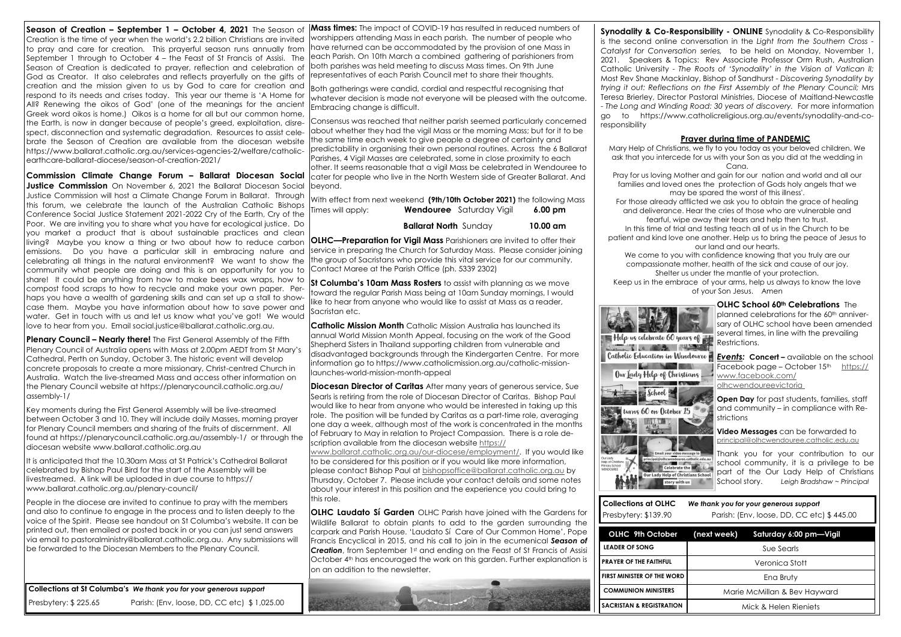**Season of Creation – September 1 – October 4, 2021** The Season of Creation is the time of year when the world's 2.2 billion Christians are invited to pray and care for creation. This prayerful season runs annually from September 1 through to October 4 – the Feast of St Francis of Assisi. The Season of Creation is dedicated to prayer, reflection and celebration of God as Creator. It also celebrates and reflects prayerfully on the gifts of creation and the mission given to us by God to care for creation and respond to its needs and crises today. This year our theme is 'A Home for All? Renewing the oikos of God' (one of the meanings for the ancient Greek word oikos is home.) Oikos is a home for all but our common home, the Earth, is now in danger because of people's greed, exploitation, disrespect, disconnection and systematic degradation. Resources to assist celebrate the Season of Creation are available from the diocesan website https://www.ballarat.catholic.org.au/services-agencies-2/welfare/catholic-earthcare-ballarat-diocese/season-of-creation-2021/

**Commission Climate Change Forum – Ballarat Diocesan Social Justice Commission** On November 6, 2021 the Ballarat Diocesan Social Justice Commission will host a Climate Change Forum in Ballarat. Through this forum, we celebrate the launch of the Australian Catholic Bishops Conference Social Justice Statement 2021-2022 Cry of the Earth, Cry of the Poor. We are inviting you to share what you have for ecological justice. Do you market a product that is about sustainable practices and clean living? Maybe you know a thing or two about how to reduce carbon emissions. Do you have a particular skill in embracing nature and celebrating all things in the natural environment? We want to show the community what people are doing and this is an opportunity for you to share! It could be anything from how to make bees wax wraps, how to compost food scraps to how to recycle and make your own paper. Perhaps you have a wealth of gardening skills and can set up a stall to showcase them. Maybe you have information about how to save power and water. Get in touch with us and let us know what you've got! We would love to hear from you. Email social.justice@ballarat.catholic.org.au.

**Plenary Council – Nearly there!** The First General Assembly of the Fifth Plenary Council of Australia opens with Mass at 2.00pm AEDT from St Mary's Cathedral, Perth on Sunday, October 3. The historic event will develop concrete proposals to create a more missionary, Christ-centred Church in Australia. Watch the live-streamed Mass and access other information on the Plenary Council website at https://plenarycouncil.catholic.org.au/assembly-1/

Key moments during the First General Assembly will be live-streamed between October 3 and 10. They will include daily Masses, morning prayer for Plenary Council members and sharing of the fruits of discernment. All found at https://plenarycouncil.catholic.org.au/assembly-1/ or through the diocesan website www.ballarat.catholic.org.au

It is anticipated that the 10.30am Mass at St Patrick's Cathedral Ballarat celebrated by Bishop Paul Bird for the start of the Assembly will be livestreamed. A link will be uploaded in due course to https://www.ballarat.catholic.org.au/plenary-council/

People in the diocese are invited to continue to pray with the members and also to continue to engage in the process and to listen deeply to the voice of the Spirit. Please see handout on St Columba's website. It can be printed out, then emailed or posted back in or you can just send answers via email to pastoralministry@ballarat.catholic.org.au. Any submissions will be forwarded to the Diocesan Members to the Plenary Council.

| **Collections at St Columba's** *We thank you for your generous support* | |
|---|---|
| Presbytery: $ 225.65 | Parish: (Env, loose, DD, CC etc) $ 1,025.00 |

**Mass times:** The impact of COVID-19 has resulted in reduced numbers of worshippers attending Mass in each parish. The number of people who have returned can be accommodated by the provision of one Mass in each Parish. On 10th March a combined gathering of parishioners from both parishes was held meeting to discuss Mass times. On 9th June representatives of each Parish Council met to share their thoughts.

Both gatherings were candid, cordial and respectful recognising that whatever decision is made not everyone will be pleased with the outcome. Embracing change is difficult.

Consensus was reached that neither parish seemed particularly concerned about whether they had the vigil Mass or the morning Mass; but for it to be the same time each week to give people a degree of certainty and predictability in organising their own personal routines. Across the 6 Ballarat Parishes, 4 Vigil Masses are celebrated, some in close proximity to each other. It seems reasonable that a vigil Mass be celebrated in Wendouree to cater for people who live in the North Western side of Greater Ballarat. And beyond.

With effect from next weekend **(9th/10th October 2021)** the following Mass Times will apply: **Wendouree** Saturday Vigil **6.00 pm**

**Ballarat North** Sunday **10.00 am**

**OLHC—Preparation for Vigil Mass** Parishioners are invited to offer their service in preparing the Church for Saturday Mass. Please consider joining the group of Sacristans who provide this vital service for our community. Contact Maree at the Parish Office (ph. 5339 2302)

**St Columba's 10am Mass Rosters** to assist with planning as we move toward the regular Parish Mass being at 10am Sunday mornings, I would like to hear from anyone who would like to assist at Mass as a reader, Sacristan etc.

**Catholic Mission Month** Catholic Mission Australia has launched its annual World Mission Month Appeal, focusing on the work of the Good Shepherd Sisters in Thailand supporting children from vulnerable and disadvantaged backgrounds through the Kindergarten Centre. For more information go to https://www.catholicmission.org.au/catholic-mission-launches-world-mission-month-appeal

**Diocesan Director of Caritas** After many years of generous service, Sue Searls is retiring from the role of Diocesan Director of Caritas. Bishop Paul would like to hear from anyone who would be interested in taking up this role. The position will be funded by Caritas as a part-time role, averaging one day a week, although most of the work is concentrated in the months of February to May in relation to Project Compassion. There is a role description available from the diocesan website https://www.ballarat.catholic.org.au/our-diocese/employment/. If you would like to be considered for this position or if you would like more information, please contact Bishop Paul at bishopsoffice@ballarat.catholic.org.au by Thursday, October 7. Please include your contact details and some notes about your interest in this position and the experience you could bring to this role.

**OLHC Laudato Sí Garden** OLHC Parish have joined with the Gardens for Wildlife Ballarat to obtain plants to add to the garden surrounding the carpark and Parish House. 'Laudato Sí Care of Our Common Home', Pope Francis Encyclical in 2015, and his call to join in the ecumenical ***Season of Creation***, from September 1st and ending on the Feast of St Francis of Assisi October 4th has encouraged the work on this garden. Further explanation is on an addition to the newsletter.

**Synodality & Co-Responsibility - ONLINE** Synodality & Co-Responsibility is the second online conversation in the *Light from the Southern Cross - Catalyst for Conversation series,* to be held on Monday, November 1, 2021. Speakers & Topics: Rev Associate Professor Orm Rush, Australian Catholic University - *The Roots of 'Synodality' in the Vision of Vatican II;* Most Rev Shane Mackinlay, Bishop of Sandhurst - *Discovering Synodality by trying it out: Reflections on the First Assembly of the Plenary Council;* Mrs Teresa Brierley, Director Pastoral Ministries, Diocese of Maitland-Newcastle - *The Long and Winding Road: 30 years of discovery.* For more information go to https://www.catholicreligious.org.au/events/synodality-and-co-responsibility

## Prayer during time of PANDEMIC

Mary Help of Christians, we fly to you today as your beloved children. We ask that you intercede for us with your Son as you did at the wedding in Cana.
Pray for us loving Mother and gain for our nation and world and all our families and loved ones the protection of Gods holy angels that we may be spared the worst of this illness'.
For those already afflicted we ask you to obtain the grace of healing and deliverance. Hear the cries of those who are vulnerable and fearful, wipe away their tears and help then to trust.
In this time of trial and testing teach all of us in the Church to be patient and kind love one another. Help us to bring the peace of Jesus to our land and our hearts.
We come to you with confidence knowing that you truly are our compassionate mother, health of the sick and cause of our joy.
Shelter us under the mantle of your protection.
Keep us in the embrace of your arms, help us always to know the love of your Son Jesus. Amen

**OLHC School 60th Celebrations** The planned celebrations for the 60th anniversary of OLHC school have been amended several times, in line with the prevailing Restrictions.

***Events:*** **Concert –** available on the school Facebook page – October 15th https://www.facebook.com/olhcwendoureevictoria

**Open Day** for past students, families, staff and community – in compliance with Restrictions

**Video Messages** can be forwarded to principal@olhcwendouree.catholic.edu.au

Thank you for your contribution to our school community, it is a privilege to be part of the Our Lady Help of Christians School story. *Leigh Bradshaw ~ Principal*

| **Collections at OLHC** *We thank you for your generous support* | |
|---|---|
| Presbytery: $139.90 | Parish: (Env, loose, DD, CC etc) $ 445.00 |

| OLHC 9th October | (next week) Saturday 6:00 pm—Vigil |
|---|---|
| LEADER OF SONG | Sue Searls |
| PRAYER OF THE FAITHFUL | Veronica Stott |
| FIRST MINISTER OF THE WORD | Ena Bruty |
| COMMUNION MINISTERS | Marie McMillan & Bev Hayward |
| SACRISTAN & REGISTRATION | Mick & Helen Rieniets |